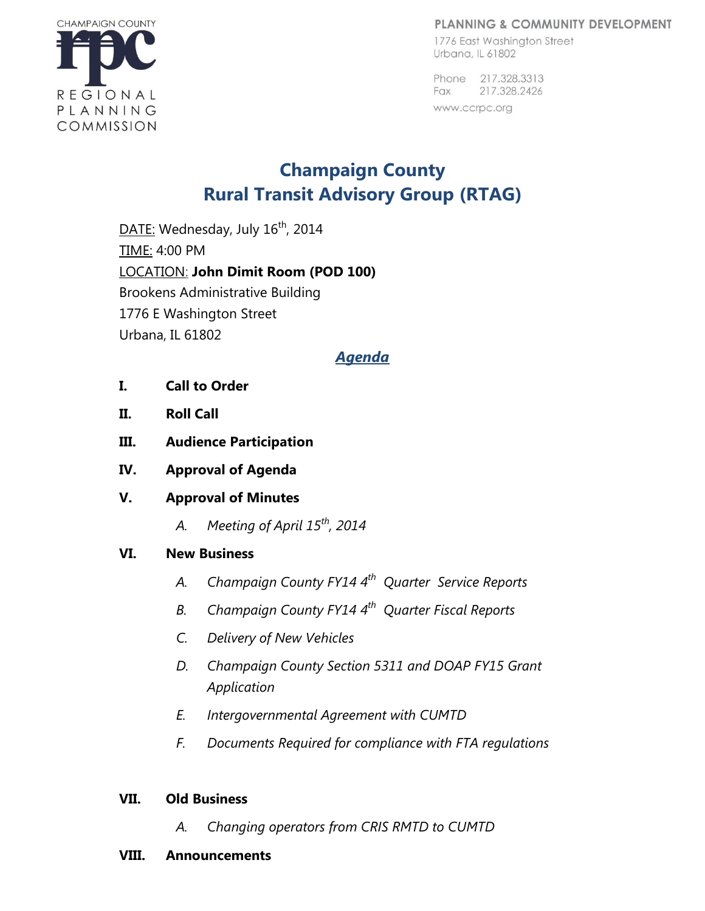CHAMPAIGN COUNTY
rpc
REGIONAL PLANNING COMMISSION

PLANNING & COMMUNITY DEVELOPMENT
1776 East Washington Street
Urbana, IL 61802

Phone 217.328.3313
Fax 217.328.2426
www.ccrpc.org

# Champaign County
# Rural Transit Advisory Group (RTAG)

DATE: Wednesday, July 16th, 2014
TIME: 4:00 PM
LOCATION: **John Dimit Room (POD 100)**
Brookens Administrative Building
1776 E Washington Street
Urbana, IL 61802

## *Agenda*

**I. Call to Order**

**II. Roll Call**

**III. Audience Participation**

**IV. Approval of Agenda**

**V. Approval of Minutes**

*A. Meeting of April 15th, 2014*

**VI. New Business**

*A. Champaign County FY14 4th Quarter Service Reports*

*B. Champaign County FY14 4th Quarter Fiscal Reports*

*C. Delivery of New Vehicles*

*D. Champaign County Section 5311 and DOAP FY15 Grant Application*

*E. Intergovernmental Agreement with CUMTD*

*F. Documents Required for compliance with FTA regulations*

**VII. Old Business**

*A. Changing operators from CRIS RMTD to CUMTD*

**VIII. Announcements**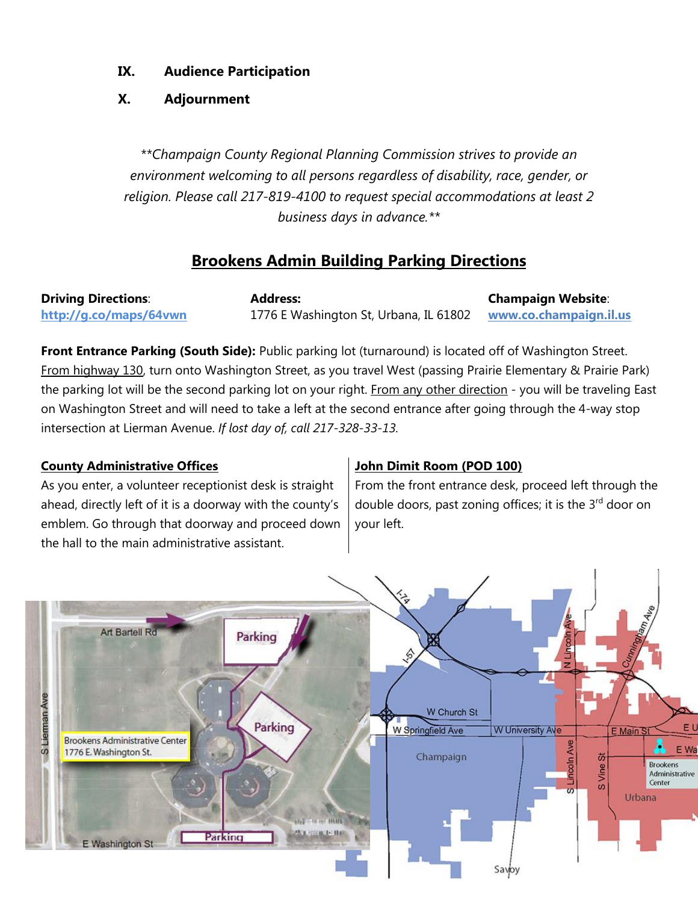**IX. Audience Participation**

**X. Adjournment**

*\*\*Champaign County Regional Planning Commission strives to provide an environment welcoming to all persons regardless of disability, race, gender, or religion. Please call 217-819-4100 to request special accommodations at least 2 business days in advance.\*\**

## Brookens Admin Building Parking Directions

**Driving Directions**: http://g.co/maps/64vwn

**Address:** 1776 E Washington St, Urbana, IL 61802

**Champaign Website**: www.co.champaign.il.us

**Front Entrance Parking (South Side):** Public parking lot (turnaround) is located off of Washington Street. From highway 130, turn onto Washington Street, as you travel West (passing Prairie Elementary & Prairie Park) the parking lot will be the second parking lot on your right. From any other direction - you will be traveling East on Washington Street and will need to take a left at the second entrance after going through the 4-way stop intersection at Lierman Avenue. *If lost day of, call 217-328-33-13.*

**County Administrative Offices**

As you enter, a volunteer receptionist desk is straight ahead, directly left of it is a doorway with the county's emblem. Go through that doorway and proceed down the hall to the main administrative assistant.

**John Dimit Room (POD 100)**

From the front entrance desk, proceed left through the double doors, past zoning offices; it is the 3rd door on your left.

Art Bartell Rd
Parking
S Lierman Ave
Parking
Brookens Administrative Center
1776 E. Washington St.
E Washington St
Parking

I-74
I-57
N Lincoln Ave
Cunningham Ave
W Church St
W Springfield Ave
W University Ave
E Main St
E U
E Wa
Champaign
S Lincoln Ave
S Vine St
Brookens Administrative Center
Urbana
Savoy